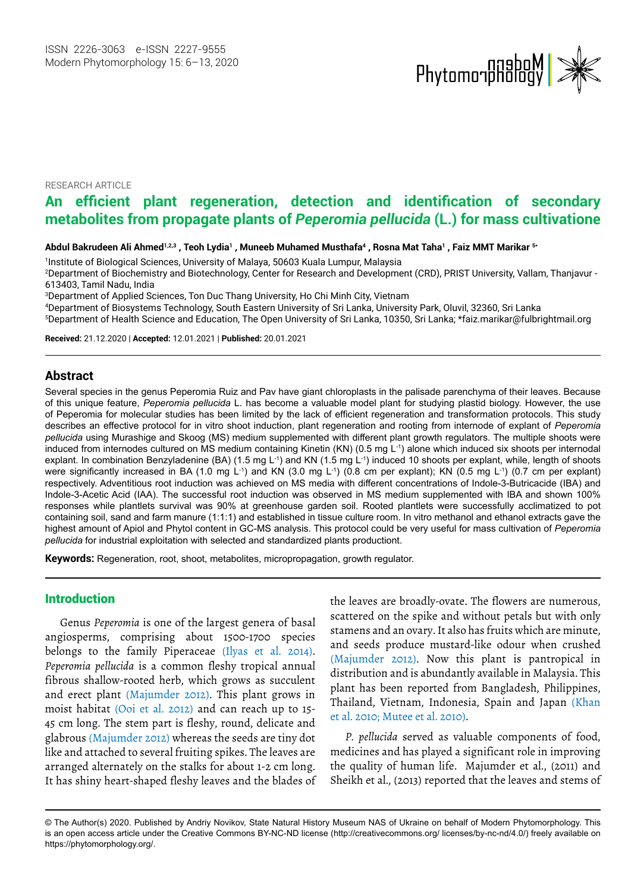RESEARCH ARTICLE

# An efficient plant regeneration, detection and identification of secondary metabolites from propagate plants of *Peperomia pellucida* (L.) for mass cultivatione

**Abdul Bakrudeen Ali Ahmed[1,2,3] , Teoh Lydia[1] , Muneeb Muhamed Musthafa[4] , Rosna Mat Taha[1] , Faiz MMT Marikar [5*]**

[1]Institute of Biological Sciences, University of Malaya, 50603 Kuala Lumpur, Malaysia

[2]Department of Biochemistry and Biotechnology, Center for Research and Development (CRD), PRIST University, Vallam, Thanjavur - 613403, Tamil Nadu, India

[3]Department of Applied Sciences, Ton Duc Thang University, Ho Chi Minh City, Vietnam

[4]Department of Biosystems Technology, South Eastern University of Sri Lanka, University Park, Oluvil, 32360, Sri Lanka

[5]Department of Health Science and Education, The Open University of Sri Lanka, 10350, Sri Lanka; *faiz.marikar@fulbrightmail.org

**Received:** 21.12.2020 | **Accepted:** 12.01.2021 | **Published:** 20.01.2021

## Abstract

Several species in the genus Peperomia Ruiz and Pav have giant chloroplasts in the palisade parenchyma of their leaves. Because of this unique feature, *Peperomia pellucida* L. has become a valuable model plant for studying plastid biology. However, the use of Peperomia for molecular studies has been limited by the lack of efficient regeneration and transformation protocols. This study describes an effective protocol for in vitro shoot induction, plant regeneration and rooting from internode of explant of *Peperomia pellucida* using Murashige and Skoog (MS) medium supplemented with different plant growth regulators. The multiple shoots were induced from internodes cultured on MS medium containing Kinetin (KN) (0.5 mg $L^{-1}$) alone which induced six shoots per internodal explant. In combination Benzyladenine (BA) (1.5 mg $L^{-1}$) and KN (1.5 mg $L^{-1}$) induced 10 shoots per explant, while, length of shoots were significantly increased in BA (1.0 mg $L^{-1}$) and KN (3.0 mg $L^{-1}$) (0.8 cm per explant); KN (0.5 mg $L^{-1}$) (0.7 cm per explant) respectively. Adventitious root induction was achieved on MS media with different concentrations of Indole-3-Butricacide (IBA) and Indole-3-Acetic Acid (IAA). The successful root induction was observed in MS medium supplemented with IBA and shown 100% responses while plantlets survival was 90% at greenhouse garden soil. Rooted plantlets were successfully acclimatized to pot containing soil, sand and farm manure (1:1:1) and established in tissue culture room. In vitro methanol and ethanol extracts gave the highest amount of Apiol and Phytol content in GC-MS analysis. This protocol could be very useful for mass cultivation of *Peperomia pellucida* for industrial exploitation with selected and standardized plants productiont.

**Keywords:** Regeneration, root, shoot, metabolites, micropropagation, growth regulator.

## Introduction

Genus *Peperomia* is one of the largest genera of basal angiosperms, comprising about 1500-1700 species belongs to the family Piperaceae (Ilyas et al. 2014). *Peperomia pellucida* is a common fleshy tropical annual fibrous shallow-rooted herb, which grows as succulent and erect plant (Majumder 2012). This plant grows in moist habitat (Ooi et al. 2012) and can reach up to 15-45 cm long. The stem part is fleshy, round, delicate and glabrous (Majumder 2012) whereas the seeds are tiny dot like and attached to several fruiting spikes. The leaves are arranged alternately on the stalks for about 1-2 cm long. It has shiny heart-shaped fleshy leaves and the blades of the leaves are broadly-ovate. The flowers are numerous, scattered on the spike and without petals but with only stamens and an ovary. It also has fruits which are minute, and seeds produce mustard-like odour when crushed (Majumder 2012). Now this plant is pantropical in distribution and is abundantly available in Malaysia. This plant has been reported from Bangladesh, Philippines, Thailand, Vietnam, Indonesia, Spain and Japan (Khan et al. 2010; Mutee et al. 2010).

*P. pellucida* served as valuable components of food, medicines and has played a significant role in improving the quality of human life. Majumder et al., (2011) and Sheikh et al., (2013) reported that the leaves and stems of

© The Author(s) 2020. Published by Andriy Novikov, State Natural History Museum NAS of Ukraine on behalf of Modern Phytomorphology. This is an open access article under the Creative Commons BY-NC-ND license (http://creativecommons.org/ licenses/by-nc-nd/4.0/) freely available on https://phytomorphology.org/.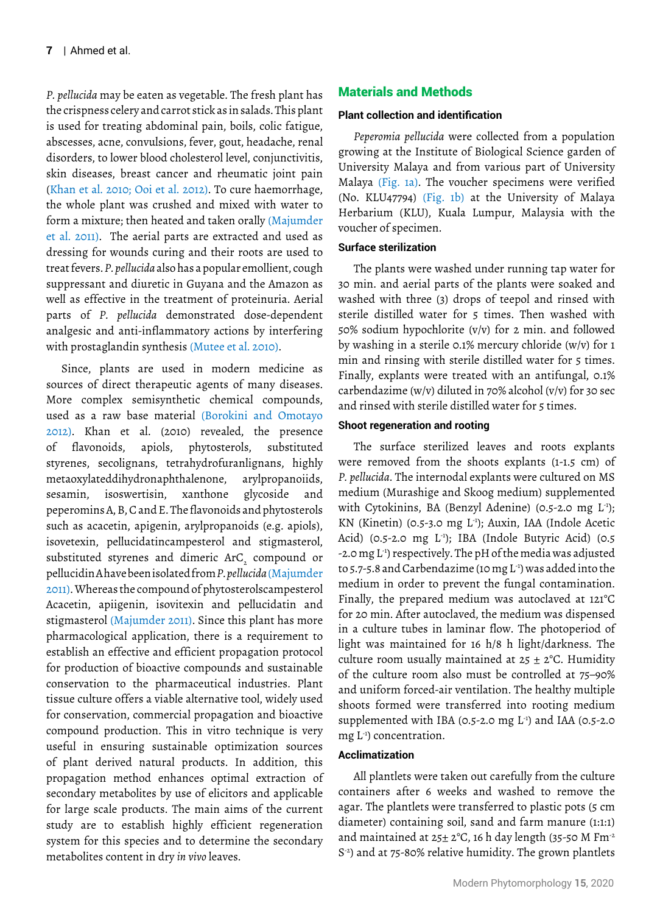*P. pellucida* may be eaten as vegetable. The fresh plant has the crispness celery and carrot stick as in salads. This plant is used for treating abdominal pain, boils, colic fatigue, abscesses, acne, convulsions, fever, gout, headache, renal disorders, to lower blood cholesterol level, conjunctivitis, skin diseases, breast cancer and rheumatic joint pain (Khan et al. 2010; Ooi et al. 2012). To cure haemorrhage, the whole plant was crushed and mixed with water to form a mixture; then heated and taken orally (Majumder et al. 2011). The aerial parts are extracted and used as dressing for wounds curing and their roots are used to treat fevers. *P. pellucida* also has a popular emollient, cough suppressant and diuretic in Guyana and the Amazon as well as effective in the treatment of proteinuria. Aerial parts of *P. pellucida* demonstrated dose-dependent analgesic and anti-inflammatory actions by interfering with prostaglandin synthesis (Mutee et al. 2010).

Since, plants are used in modern medicine as sources of direct therapeutic agents of many diseases. More complex semisynthetic chemical compounds, used as a raw base material (Borokini and Omotayo 2012). Khan et al. (2010) revealed, the presence of flavonoids, apiols, phytosterols, substituted styrenes, secolignans, tetrahydrofuranlignans, highly metaoxylateddihydronaphthalenone, arylpropanoiids, sesamin, isoswertisin, xanthone glycoside and peperomins A, B, C and E. The flavonoids and phytosterols such as acacetin, apigenin, arylpropanoids (e.g. apiols), isovetexin, pellucidatincampesterol and stigmasterol, substituted styrenes and dimeric $ArC_2$ compound or pellucidin A have been isolated from *P. pellucida* (Majumder 2011). Whereas the compound of phytosterolscampesterol Acacetin, apiigenin, isovitexin and pellucidatin and stigmasterol (Majumder 2011). Since this plant has more pharmacological application, there is a requirement to establish an effective and efficient propagation protocol for production of bioactive compounds and sustainable conservation to the pharmaceutical industries. Plant tissue culture offers a viable alternative tool, widely used for conservation, commercial propagation and bioactive compound production. This in vitro technique is very useful in ensuring sustainable optimization sources of plant derived natural products. In addition, this propagation method enhances optimal extraction of secondary metabolites by use of elicitors and applicable for large scale products. The main aims of the current study are to establish highly efficient regeneration system for this species and to determine the secondary metabolites content in dry *in vivo* leaves.

## Materials and Methods

### Plant collection and identification

*Peperomia pellucida* were collected from a population growing at the Institute of Biological Science garden of University Malaya and from various part of University Malaya (Fig. 1a). The voucher specimens were verified (No. KLU47794) (Fig. 1b) at the University of Malaya Herbarium (KLU), Kuala Lumpur, Malaysia with the voucher of specimen.

### Surface sterilization

The plants were washed under running tap water for 30 min. and aerial parts of the plants were soaked and washed with three (3) drops of teepol and rinsed with sterile distilled water for 5 times. Then washed with 50% sodium hypochlorite (v/v) for 2 min. and followed by washing in a sterile 0.1% mercury chloride (w/v) for 1 min and rinsing with sterile distilled water for 5 times. Finally, explants were treated with an antifungal, 0.1% carbendazime (w/v) diluted in 70% alcohol (v/v) for 30 sec and rinsed with sterile distilled water for 5 times.

### Shoot regeneration and rooting

The surface sterilized leaves and roots explants were removed from the shoots explants (1-1.5 cm) of *P. pellucida*. The internodal explants were cultured on MS medium (Murashige and Skoog medium) supplemented with Cytokinins, BA (Benzyl Adenine) (0.5-2.0 mg $L^{-1}$); KN (Kinetin) (0.5-3.0 mg $L^{-1}$); Auxin, IAA (Indole Acetic Acid) (0.5-2.0 mg $L^{-1}$); IBA (Indole Butyric Acid) (0.5 -2.0 mg $L^{-1}$) respectively. The pH of the media was adjusted to 5.7-5.8 and Carbendazime (10 mg $L^{-1}$) was added into the medium in order to prevent the fungal contamination. Finally, the prepared medium was autoclaved at 121°C for 20 min. After autoclaved, the medium was dispensed in a culture tubes in laminar flow. The photoperiod of light was maintained for 16 h/8 h light/darkness. The culture room usually maintained at 25 ± 2°C. Humidity of the culture room also must be controlled at 75–90% and uniform forced-air ventilation. The healthy multiple shoots formed were transferred into rooting medium supplemented with IBA (0.5-2.0 mg $L^{-1}$) and IAA (0.5-2.0 mg $L^{-1}$) concentration.

### Acclimatization

All plantlets were taken out carefully from the culture containers after 6 weeks and washed to remove the agar. The plantlets were transferred to plastic pots (5 cm diameter) containing soil, sand and farm manure (1:1:1) and maintained at 25± 2°C, 16 h day length (35-50 M $Fm^{-2}$ $S^{-2}$) and at 75-80% relative humidity. The grown plantlets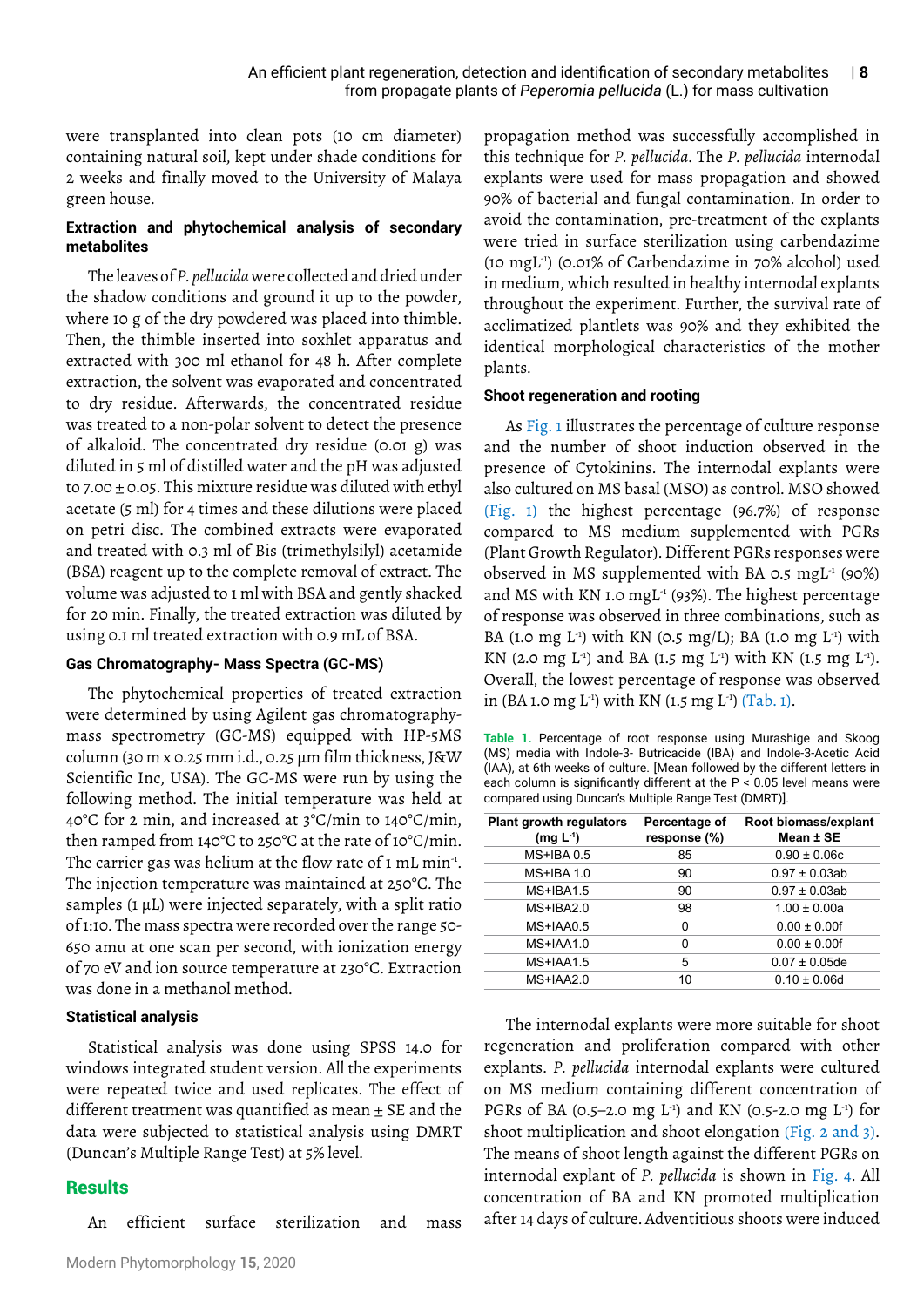were transplanted into clean pots (10 cm diameter) containing natural soil, kept under shade conditions for 2 weeks and finally moved to the University of Malaya green house.

### Extraction and phytochemical analysis of secondary metabolites

The leaves of *P. pellucida* were collected and dried under the shadow conditions and ground it up to the powder, where 10 g of the dry powdered was placed into thimble. Then, the thimble inserted into soxhlet apparatus and extracted with 300 ml ethanol for 48 h. After complete extraction, the solvent was evaporated and concentrated to dry residue. Afterwards, the concentrated residue was treated to a non-polar solvent to detect the presence of alkaloid. The concentrated dry residue (0.01 g) was diluted in 5 ml of distilled water and the pH was adjusted to 7.00 ± 0.05. This mixture residue was diluted with ethyl acetate (5 ml) for 4 times and these dilutions were placed on petri disc. The combined extracts were evaporated and treated with 0.3 ml of Bis (trimethylsilyl) acetamide (BSA) reagent up to the complete removal of extract. The volume was adjusted to 1 ml with BSA and gently shacked for 20 min. Finally, the treated extraction was diluted by using 0.1 ml treated extraction with 0.9 mL of BSA.

### Gas Chromatography- Mass Spectra (GC-MS)

The phytochemical properties of treated extraction were determined by using Agilent gas chromatography-mass spectrometry (GC-MS) equipped with HP-5MS column (30 m x 0.25 mm i.d., 0.25 µm film thickness, J&W Scientific Inc, USA). The GC-MS were run by using the following method. The initial temperature was held at 40°C for 2 min, and increased at 3°C/min to 140°C/min, then ramped from 140°C to 250°C at the rate of 10°C/min. The carrier gas was helium at the flow rate of 1 mL min$^{-1}$. The injection temperature was maintained at 250°C. The samples (1 µL) were injected separately, with a split ratio of 1:10. The mass spectra were recorded over the range 50-650 amu at one scan per second, with ionization energy of 70 eV and ion source temperature at 230°C. Extraction was done in a methanol method.

### Statistical analysis

Statistical analysis was done using SPSS 14.0 for windows integrated student version. All the experiments were repeated twice and used replicates. The effect of different treatment was quantified as mean ± SE and the data were subjected to statistical analysis using DMRT (Duncan's Multiple Range Test) at 5% level.

## Results

An efficient surface sterilization and mass propagation method was successfully accomplished in this technique for *P. pellucida*. The *P. pellucida* internodal explants were used for mass propagation and showed 90% of bacterial and fungal contamination. In order to avoid the contamination, pre-treatment of the explants were tried in surface sterilization using carbendazime (10 mgL$^{-1}$) (0.01% of Carbendazime in 70% alcohol) used in medium, which resulted in healthy internodal explants throughout the experiment. Further, the survival rate of acclimatized plantlets was 90% and they exhibited the identical morphological characteristics of the mother plants.

### Shoot regeneration and rooting

As Fig. 1 illustrates the percentage of culture response and the number of shoot induction observed in the presence of Cytokinins. The internodal explants were also cultured on MS basal (MSO) as control. MSO showed (Fig. 1) the highest percentage (96.7%) of response compared to MS medium supplemented with PGRs (Plant Growth Regulator). Different PGRs responses were observed in MS supplemented with BA 0.5 mgL$^{-1}$ (90%) and MS with KN 1.0 mgL$^{-1}$ (93%). The highest percentage of response was observed in three combinations, such as BA (1.0 mg L$^{-1}$) with KN (0.5 mg/L); BA (1.0 mg L$^{-1}$) with KN (2.0 mg L$^{-1}$) and BA (1.5 mg L$^{-1}$) with KN (1.5 mg L$^{-1}$). Overall, the lowest percentage of response was observed in (BA 1.0 mg L$^{-1}$) with KN (1.5 mg L$^{-1}$) (Tab. 1).

**Table 1.** Percentage of root response using Murashige and Skoog (MS) media with Indole-3- Butricacide (IBA) and Indole-3-Acetic Acid (IAA), at 6th weeks of culture. [Mean followed by the different letters in each column is significantly different at the P < 0.05 level means were compared using Duncan's Multiple Range Test (DMRT)].

| Plant growth regulators (mg L$^{-1}$) | Percentage of response (%) | Root biomass/explant Mean ± SE |
|---|---|---|
| MS+IBA 0.5 | 85 | 0.90 ± 0.06c |
| MS+IBA 1.0 | 90 | 0.97 ± 0.03ab |
| MS+IBA1.5 | 90 | 0.97 ± 0.03ab |
| MS+IBA2.0 | 98 | 1.00 ± 0.00a |
| MS+IAA0.5 | 0 | 0.00 ± 0.00f |
| MS+IAA1.0 | 0 | 0.00 ± 0.00f |
| MS+IAA1.5 | 5 | 0.07 ± 0.05de |
| MS+IAA2.0 | 10 | 0.10 ± 0.06d |

The internodal explants were more suitable for shoot regeneration and proliferation compared with other explants. *P. pellucida* internodal explants were cultured on MS medium containing different concentration of PGRs of BA (0.5–2.0 mg L$^{-1}$) and KN (0.5-2.0 mg L$^{-1}$) for shoot multiplication and shoot elongation (Fig. 2 and 3). The means of shoot length against the different PGRs on internodal explant of *P. pellucida* is shown in Fig. 4. All concentration of BA and KN promoted multiplication after 14 days of culture. Adventitious shoots were induced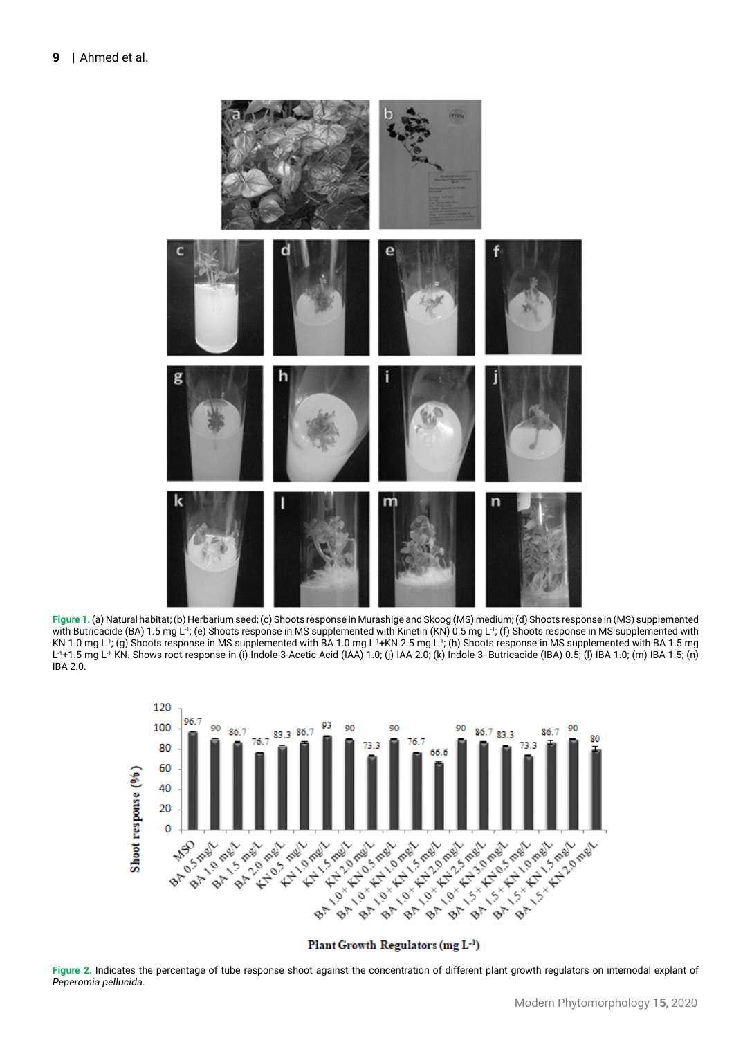**Figure 1.** (a) Natural habitat; (b) Herbarium seed; (c) Shoots response in Murashige and Skoog (MS) medium; (d) Shoots response in (MS) supplemented with Butricacide (BA) 1.5 mg L$^{-1}$; (e) Shoots response in MS supplemented with Kinetin (KN) 0.5 mg L$^{-1}$; (f) Shoots response in MS supplemented with KN 1.0 mg L$^{-1}$; (g) Shoots response in MS supplemented with BA 1.0 mg L$^{-1}$+KN 2.5 mg L$^{-1}$; (h) Shoots response in MS supplemented with BA 1.5 mg L$^{-1}$+1.5 mg L$^{-1}$ KN. Shows root response in (i) Indole-3-Acetic Acid (IAA) 1.0; (j) IAA 2.0; (k) Indole-3- Butricacide (IBA) 0.5; (l) IBA 1.0; (m) IBA 1.5; (n) IBA 2.0.

**Figure 2.** Indicates the percentage of tube response shoot against the concentration of different plant growth regulators on internodal explant of *Peperomia pellucida*.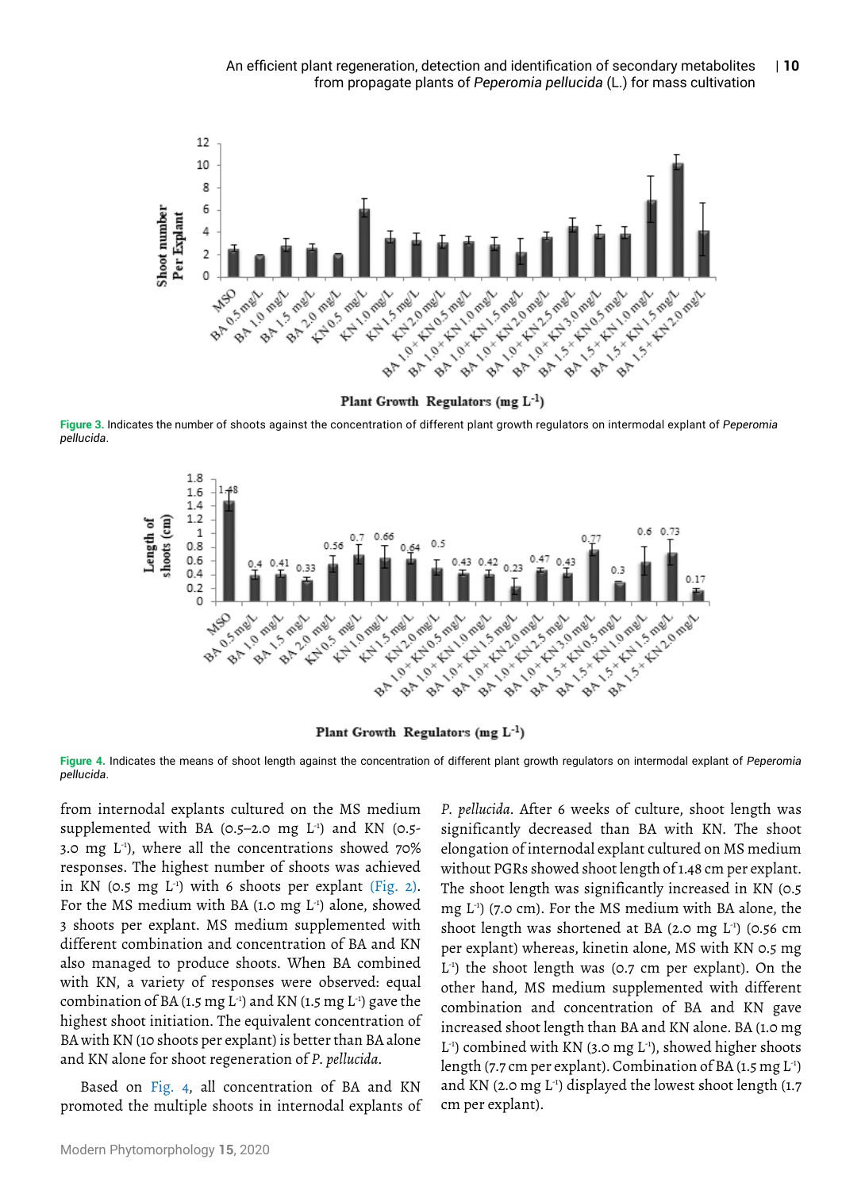Figure 3. Indicates the number of shoots against the concentration of different plant growth regulators on intermodal explant of *Peperomia pellucida*.

Figure 4. Indicates the means of shoot length against the concentration of different plant growth regulators on intermodal explant of *Peperomia pellucida*.

from internodal explants cultured on the MS medium supplemented with BA (0.5–2.0 mg $L^{-1}$) and KN (0.5-3.0 mg $L^{-1}$), where all the concentrations showed 70% responses. The highest number of shoots was achieved in KN (0.5 mg $L^{-1}$) with 6 shoots per explant (Fig. 2). For the MS medium with BA (1.0 mg $L^{-1}$) alone, showed 3 shoots per explant. MS medium supplemented with different combination and concentration of BA and KN also managed to produce shoots. When BA combined with KN, a variety of responses were observed: equal combination of BA (1.5 mg $L^{-1}$) and KN (1.5 mg $L^{-1}$) gave the highest shoot initiation. The equivalent concentration of BA with KN (10 shoots per explant) is better than BA alone and KN alone for shoot regeneration of *P. pellucida*.

Based on Fig. 4, all concentration of BA and KN promoted the multiple shoots in internodal explants of *P. pellucida*. After 6 weeks of culture, shoot length was significantly decreased than BA with KN. The shoot elongation of internodal explant cultured on MS medium without PGRs showed shoot length of 1.48 cm per explant. The shoot length was significantly increased in KN (0.5 mg $L^{-1}$) (7.0 cm). For the MS medium with BA alone, the shoot length was shortened at BA (2.0 mg $L^{-1}$) (0.56 cm per explant) whereas, kinetin alone, MS with KN 0.5 mg $L^{-1}$) the shoot length was (0.7 cm per explant). On the other hand, MS medium supplemented with different combination and concentration of BA and KN gave increased shoot length than BA and KN alone. BA (1.0 mg $L^{-1}$) combined with KN (3.0 mg $L^{-1}$), showed higher shoots length (7.7 cm per explant). Combination of BA (1.5 mg $L^{-1}$) and KN (2.0 mg $L^{-1}$) displayed the lowest shoot length (1.7 cm per explant).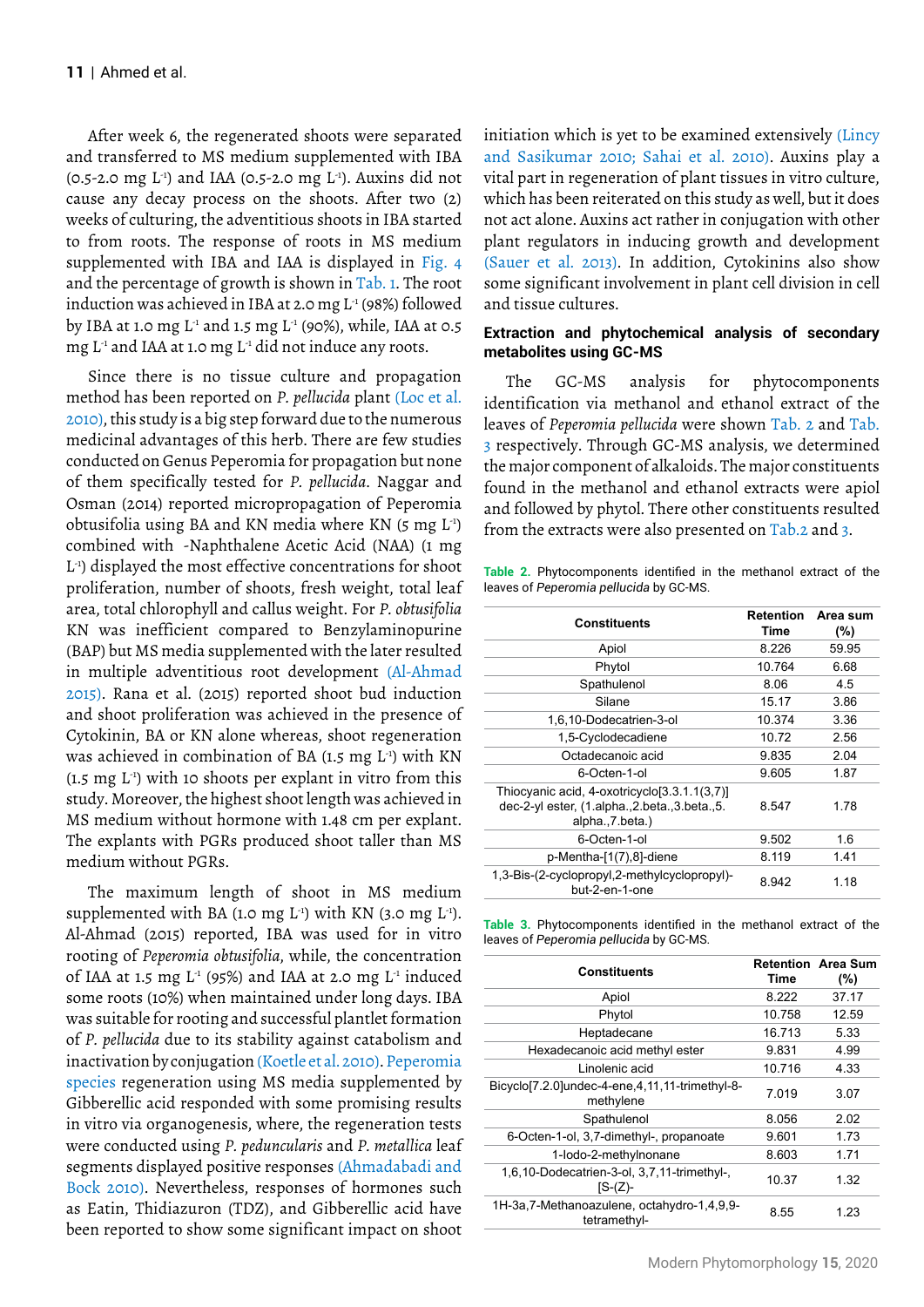After week 6, the regenerated shoots were separated and transferred to MS medium supplemented with IBA (0.5-2.0 mg $L^{-1}$) and IAA (0.5-2.0 mg $L^{-1}$). Auxins did not cause any decay process on the shoots. After two (2) weeks of culturing, the adventitious shoots in IBA started to from roots. The response of roots in MS medium supplemented with IBA and IAA is displayed in Fig. 4 and the percentage of growth is shown in Tab. 1. The root induction was achieved in IBA at 2.0 mg $L^{-1}$ (98%) followed by IBA at 1.0 mg $L^{-1}$ and 1.5 mg $L^{-1}$ (90%), while, IAA at 0.5 mg $L^{-1}$ and IAA at 1.0 mg $L^{-1}$ did not induce any roots.

Since there is no tissue culture and propagation method has been reported on *P. pellucida* plant (Loc et al. 2010), this study is a big step forward due to the numerous medicinal advantages of this herb. There are few studies conducted on Genus Peperomia for propagation but none of them specifically tested for *P. pellucida*. Naggar and Osman (2014) reported micropropagation of Peperomia obtusifolia using BA and KN media where KN (5 mg $L^{-1}$) combined with -Naphthalene Acetic Acid (NAA) (1 mg $L^{-1}$) displayed the most effective concentrations for shoot proliferation, number of shoots, fresh weight, total leaf area, total chlorophyll and callus weight. For *P. obtusifolia* KN was inefficient compared to Benzylaminopurine (BAP) but MS media supplemented with the later resulted in multiple adventitious root development (Al-Ahmad 2015). Rana et al. (2015) reported shoot bud induction and shoot proliferation was achieved in the presence of Cytokinin, BA or KN alone whereas, shoot regeneration was achieved in combination of BA (1.5 mg $L^{-1}$) with KN (1.5 mg $L^{-1}$) with 10 shoots per explant in vitro from this study. Moreover, the highest shoot length was achieved in MS medium without hormone with 1.48 cm per explant. The explants with PGRs produced shoot taller than MS medium without PGRs.

The maximum length of shoot in MS medium supplemented with BA (1.0 mg $L^{-1}$) with KN (3.0 mg $L^{-1}$). Al-Ahmad (2015) reported, IBA was used for in vitro rooting of *Peperomia obtusifolia*, while, the concentration of IAA at 1.5 mg $L^{-1}$ (95%) and IAA at 2.0 mg $L^{-1}$ induced some roots (10%) when maintained under long days. IBA was suitable for rooting and successful plantlet formation of *P. pellucida* due to its stability against catabolism and inactivation by conjugation (Koetle et al. 2010). Peperomia species regeneration using MS media supplemented by Gibberellic acid responded with some promising results in vitro via organogenesis, where, the regeneration tests were conducted using *P. peduncularis* and *P. metallica* leaf segments displayed positive responses (Ahmadabadi and Bock 2010). Nevertheless, responses of hormones such as Eatin, Thidiazuron (TDZ), and Gibberellic acid have been reported to show some significant impact on shoot initiation which is yet to be examined extensively (Lincy and Sasikumar 2010; Sahai et al. 2010). Auxins play a vital part in regeneration of plant tissues in vitro culture, which has been reiterated on this study as well, but it does not act alone. Auxins act rather in conjugation with other plant regulators in inducing growth and development (Sauer et al. 2013). In addition, Cytokinins also show some significant involvement in plant cell division in cell and tissue cultures.

### Extraction and phytochemical analysis of secondary metabolites using GC-MS

The GC-MS analysis for phytocomponents identification via methanol and ethanol extract of the leaves of *Peperomia pellucida* were shown Tab. 2 and Tab. 3 respectively. Through GC-MS analysis, we determined the major compound of alkaloids. The major constituents found in the methanol and ethanol extracts were apiol and followed by phytol. There other constituents resulted from the extracts were also presented on Tab.2 and 3.

**Table 2.** Phytocomponents identified in the methanol extract of the leaves of *Peperomia pellucida* by GC-MS.

| Constituents | Retention Time | Area sum (%) |
|---|---|---|
| Apiol | 8.226 | 59.95 |
| Phytol | 10.764 | 6.68 |
| Spathulenol | 8.06 | 4.5 |
| Silane | 15.17 | 3.86 |
| 1,6,10-Dodecatrien-3-ol | 10.374 | 3.36 |
| 1,5-Cyclodecadiene | 10.72 | 2.56 |
| Octadecanoic acid | 9.835 | 2.04 |
| 6-Octen-1-ol | 9.605 | 1.87 |
| Thiocyanic acid, 4-oxotricyclo[3.3.1.1(3,7)] dec-2-yl ester, (1.alpha.,2.beta.,3.beta.,5. alpha.,7.beta.) | 8.547 | 1.78 |
| 6-Octen-1-ol | 9.502 | 1.6 |
| p-Mentha-[1(7),8]-diene | 8.119 | 1.41 |
| 1,3-Bis-(2-cyclopropyl,2-methylcyclopropyl)-but-2-en-1-one | 8.942 | 1.18 |

**Table 3.** Phytocomponents identified in the methanol extract of the leaves of *Peperomia pellucida* by GC-MS.

| Constituents | Retention Time | Area Sum (%) |
|---|---|---|
| Apiol | 8.222 | 37.17 |
| Phytol | 10.758 | 12.59 |
| Heptadecane | 16.713 | 5.33 |
| Hexadecanoic acid methyl ester | 9.831 | 4.99 |
| Linolenic acid | 10.716 | 4.33 |
| Bicyclo[7.2.0]undec-4-ene,4,11,11-trimethyl-8-methylene | 7.019 | 3.07 |
| Spathulenol | 8.056 | 2.02 |
| 6-Octen-1-ol, 3,7-dimethyl-, propanoate | 9.601 | 1.73 |
| 1-Iodo-2-methylnonane | 8.603 | 1.71 |
| 1,6,10-Dodecatrien-3-ol, 3,7,11-trimethyl-, [S-(Z)- | 10.37 | 1.32 |
| 1H-3a,7-Methanoazulene, octahydro-1,4,9,9-tetramethyl- | 8.55 | 1.23 |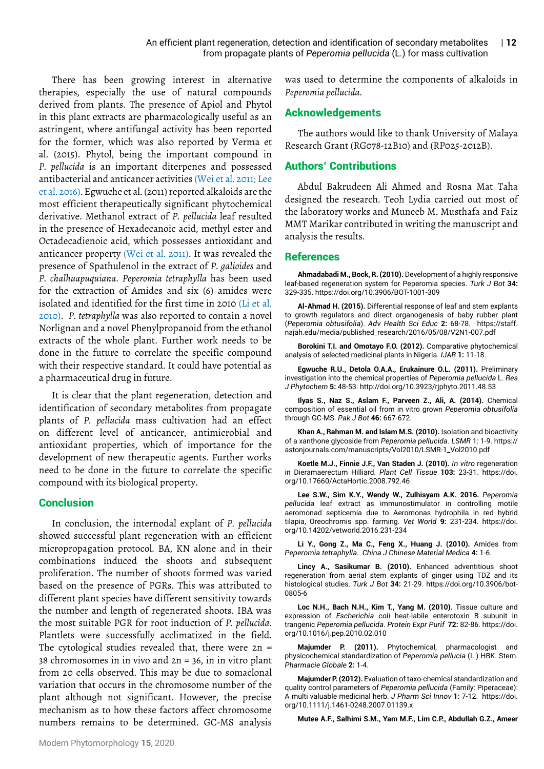There has been growing interest in alternative therapies, especially the use of natural compounds derived from plants. The presence of Apiol and Phytol in this plant extracts are pharmacologically useful as an astringent, where antifungal activity has been reported for the former, which was also reported by Verma et al. (2015). Phytol, being the important compound in *P. pellucida* is an important diterpenes and possessed antibacterial and anticancer activities (Wei et al. 2011; Lee et al. 2016). Egwuche et al. (2011) reported alkaloids are the most efficient therapeutically significant phytochemical derivative. Methanol extract of *P. pellucida* leaf resulted in the presence of Hexadecanoic acid, methyl ester and Octadecadienoic acid, which possesses antioxidant and anticancer property (Wei et al. 2011). It was revealed the presence of Spathulenol in the extract of *P. galioides* and *P. chalhuapuquiana*. *Peperomia tetraphylla* has been used for the extraction of Amides and six (6) amides were isolated and identified for the first time in 2010 (Li et al. 2010). *P. tetraphylla* was also reported to contain a novel Norlignan and a novel Phenylpropanoid from the ethanol extracts of the whole plant. Further work needs to be done in the future to correlate the specific compound with their respective standard. It could have potential as a pharmaceutical drug in future.

It is clear that the plant regeneration, detection and identification of secondary metabolites from propagate plants of *P. pellucida* mass cultivation had an effect on different level of anticancer, antimicrobial and antioxidant properties, which of importance for the development of new therapeutic agents. Further works need to be done in the future to correlate the specific compound with its biological property.

## Conclusion

In conclusion, the internodal explant of *P. pellucida* showed successful plant regeneration with an efficient micropropagation protocol. BA, KN alone and in their combinations induced the shoots and subsequent proliferation. The number of shoots formed was varied based on the presence of PGRs. This was attributed to different plant species have different sensitivity towards the number and length of regenerated shoots. IBA was the most suitable PGR for root induction of *P. pellucida*. Plantlets were successfully acclimatized in the field. The cytological studies revealed that, there were 2n = 38 chromosomes in in vivo and 2n = 36, in in vitro plant from 20 cells observed. This may be due to somaclonal variation that occurs in the chromosome number of the plant although not significant. However, the precise mechanism as to how these factors affect chromosome numbers remains to be determined. GC-MS analysis was used to determine the components of alkaloids in *Peperomia pellucida*.

## Acknowledgements

The authors would like to thank University of Malaya Research Grant (RG078-12B10) and (RP025-2012B).

## Authors' Contributions

Abdul Bakrudeen Ali Ahmed and Rosna Mat Taha designed the research. Teoh Lydia carried out most of the laboratory works and Muneeb M. Musthafa and Faiz MMT Marikar contributed in writing the manuscript and analysis the results.

## References

**Ahmadabadi M., Bock, R. (2010).** Development of a highly responsive leaf-based regeneration system for Peperomia species. *Turk J Bot* **34:** 329-335. https://doi.org/10.3906/BOT-1001-309

**Al-Ahmad H. (2015).** Differential response of leaf and stem explants to growth regulators and direct organogenesis of baby rubber plant (*Peperomia obtusifolia*). *Adv Health Sci Educ* **2:** 68-78. https://staff.najah.edu/media/published_research/2016/05/08/V2N1-007.pdf

**Borokini T.I. and Omotayo F.O. (2012).** Comparative phytochemical analysis of selected medicinal plants in Nigeria. *IJAR* **1:** 11-18.

**Egwuche R.U., Detola O.A.A., Erukainure O.L. (2011).** Preliminary investigation into the chemical properties of *Peperomia pellucida* L. *Res J Phytochem* **5:** 48-53. http://doi.org/10.3923/rjphyto.2011.48.53

**Ilyas S., Naz S., Aslam F., Parveen Z., Ali, A. (2014).** Chemical composition of essential oil from in vitro grown *Peperomia obtusifolia* through GC-MS. *Pak J Bot* **46:** 667-672.

**Khan A., Rahman M. and Islam M.S. (2010).** Isolation and bioactivity of a xanthone glycoside from *Peperomia pellucida*. *LSMR* 1: 1-9. https://astonjournals.com/manuscripts/Vol2010/LSMR-1_Vol2010.pdf

**Koetle M.J., Finnie J.F., Van Staden J. (2010).** *In vitro* regeneration in Dieramaerectum Hilliard. *Plant Cell Tissue* **103:** 23-31. https://doi.org/10.17660/ActaHortic.2008.792.46

**Lee S.W., Sim K.Y., Wendy W., Zulhisyam A.K. 2016.** *Peperomia pellucida* leaf extract as immunostimulator in controlling motile aeromonad septicemia due to Aeromonas hydrophila in red hybrid tilapia, Oreochromis spp. farming. *Vet World* **9:** 231-234. https://doi.org/10.14202/vetworld.2016.231-234

**Li Y., Gong Z., Ma C., Feng X., Huang J. (2010).** Amides from *Peperomia tetraphylla*. *China J Chinese Material Medica* **4:** 1-6.

**Lincy A., Sasikumar B. (2010).** Enhanced adventitious shoot regeneration from aerial stem explants of ginger using TDZ and its histological studies. *Turk J Bot* **34:** 21-29. https://doi.org/10.3906/bot-0805-6

**Loc N.H., Bach N.H., Kim T., Yang M. (2010).** Tissue culture and expression of *Escherichia coli* heat-labile enterotoxin B subunit in trangenic *Peperomia pellucida*. *Protein Expr Purif* **72:** 82-86. https://doi.org/10.1016/j.pep.2010.02.010

**Majumder P. (2011).** Phytochemical, pharmacologist and physicochemical standardization of *Peperomia pellucia* (L.) HBK. Stem. *Pharmacie Globale* **2:** 1-4.

**Majumder P. (2012).** Evaluation of taxo-chemical standardization and quality control parameters of *Peperomia pellucida* (Family: Piperaceae): A multi valuable medicinal herb. *J Pharm Sci Innov* **1:** 7-12. https://doi.org/10.1111/j.1461-0248.2007.01139.x

**Mutee A.F., Salhimi S.M., Yam M.F., Lim C.P., Abdullah G.Z., Ameer**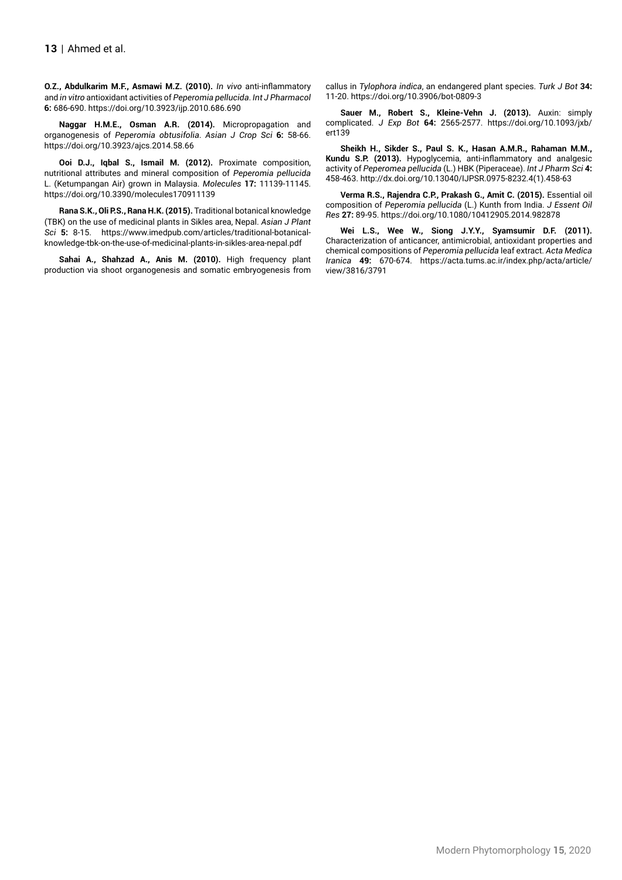**O.Z., Abdulkarim M.F., Asmawi M.Z. (2010).** *In vivo* anti-inflammatory and *in vitro* antioxidant activities of *Peperomia pellucida*. *Int J Pharmacol* **6:** 686-690. https://doi.org/10.3923/ijp.2010.686.690

**Naggar H.M.E., Osman A.R. (2014).** Micropropagation and organogenesis of *Peperomia obtusifolia*. *Asian J Crop Sci* **6:** 58-66. https://doi.org/10.3923/ajcs.2014.58.66

**Ooi D.J., Iqbal S., Ismail M. (2012).** Proximate composition, nutritional attributes and mineral composition of *Peperomia pellucida* L. (Ketumpangan Air) grown in Malaysia. *Molecules* **17:** 11139-11145. https://doi.org/10.3390/molecules170911139

**Rana S.K., Oli P.S., Rana H.K. (2015).** Traditional botanical knowledge (TBK) on the use of medicinal plants in Sikles area, Nepal. *Asian J Plant Sci* **5:** 8-15. https://www.imedpub.com/articles/traditional-botanical-knowledge-tbk-on-the-use-of-medicinal-plants-in-sikles-area-nepal.pdf

**Sahai A., Shahzad A., Anis M. (2010).** High frequency plant production via shoot organogenesis and somatic embryogenesis from callus in *Tylophora indica*, an endangered plant species. *Turk J Bot* **34:** 11-20. https://doi.org/10.3906/bot-0809-3

**Sauer M., Robert S., Kleine-Vehn J. (2013).** Auxin: simply complicated. *J Exp Bot* **64:** 2565-2577. https://doi.org/10.1093/jxb/ert139

**Sheikh H., Sikder S., Paul S. K., Hasan A.M.R., Rahaman M.M., Kundu S.P. (2013).** Hypoglycemia, anti-inflammatory and analgesic activity of *Peperomea pellucida* (L.) HBK (Piperaceae). *Int J Pharm Sci* **4:** 458-463. http://dx.doi.org/10.13040/IJPSR.0975-8232.4(1).458-63

**Verma R.S., Rajendra C.P., Prakash G., Amit C. (2015).** Essential oil composition of *Peperomia pellucida* (L.) Kunth from India. *J Essent Oil Res* **27:** 89-95. https://doi.org/10.1080/10412905.2014.982878

**Wei L.S., Wee W., Siong J.Y.Y., Syamsumir D.F. (2011).** Characterization of anticancer, antimicrobial, antioxidant properties and chemical compositions of *Peperomia pellucida* leaf extract. *Acta Medica Iranica* **49:** 670-674. https://acta.tums.ac.ir/index.php/acta/article/view/3816/3791